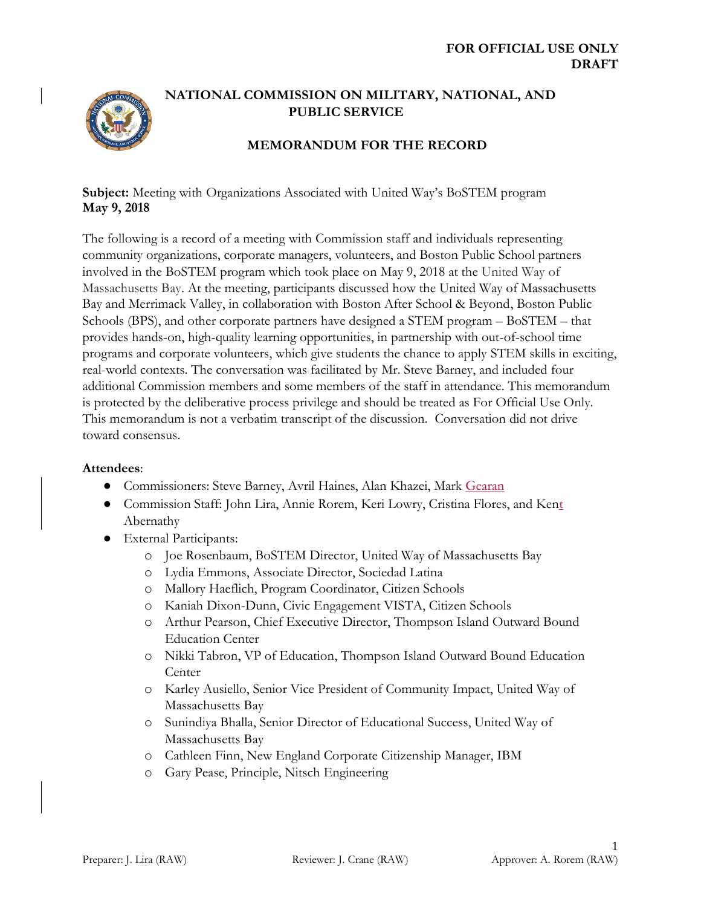**FOR OFFICIAL USE ONLY**
**DRAFT**

# NATIONAL COMMISSION ON MILITARY, NATIONAL, AND PUBLIC SERVICE

## MEMORANDUM FOR THE RECORD

**Subject:** Meeting with Organizations Associated with United Way's BoSTEM program
**May 9, 2018**

The following is a record of a meeting with Commission staff and individuals representing community organizations, corporate managers, volunteers, and Boston Public School partners involved in the BoSTEM program which took place on May 9, 2018 at the United Way of Massachusetts Bay. At the meeting, participants discussed how the United Way of Massachusetts Bay and Merrimack Valley, in collaboration with Boston After School & Beyond, Boston Public Schools (BPS), and other corporate partners have designed a STEM program – BoSTEM – that provides hands-on, high-quality learning opportunities, in partnership with out-of-school time programs and corporate volunteers, which give students the chance to apply STEM skills in exciting, real-world contexts. The conversation was facilitated by Mr. Steve Barney, and included four additional Commission members and some members of the staff in attendance. This memorandum is protected by the deliberative process privilege and should be treated as For Official Use Only. This memorandum is not a verbatim transcript of the discussion. Conversation did not drive toward consensus.

**Attendees**:

- Commissioners: Steve Barney, Avril Haines, Alan Khazei, Mark Gearan
- Commission Staff: John Lira, Annie Rorem, Keri Lowry, Cristina Flores, and Kent Abernathy
- External Participants:
  - Joe Rosenbaum, BoSTEM Director, United Way of Massachusetts Bay
  - Lydia Emmons, Associate Director, Sociedad Latina
  - Mallory Haeflich, Program Coordinator, Citizen Schools
  - Kaniah Dixon-Dunn, Civic Engagement VISTA, Citizen Schools
  - Arthur Pearson, Chief Executive Director, Thompson Island Outward Bound Education Center
  - Nikki Tabron, VP of Education, Thompson Island Outward Bound Education Center
  - Karley Ausiello, Senior Vice President of Community Impact, United Way of Massachusetts Bay
  - Sunindiya Bhalla, Senior Director of Educational Success, United Way of Massachusetts Bay
  - Cathleen Finn, New England Corporate Citizenship Manager, IBM
  - Gary Pease, Principle, Nitsch Engineering

Preparer: J. Lira (RAW) Reviewer: J. Crane (RAW) Approver: A. Rorem (RAW)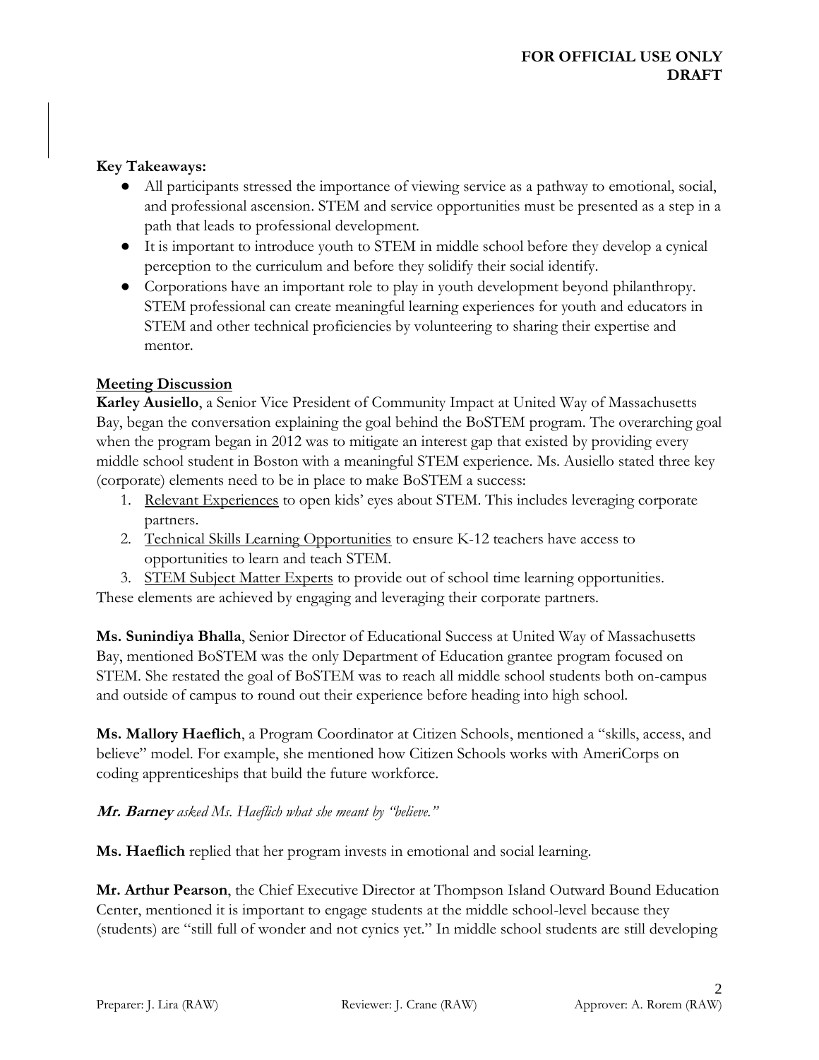**Key Takeaways:**

- All participants stressed the importance of viewing service as a pathway to emotional, social, and professional ascension. STEM and service opportunities must be presented as a step in a path that leads to professional development.
- It is important to introduce youth to STEM in middle school before they develop a cynical perception to the curriculum and before they solidify their social identify.
- Corporations have an important role to play in youth development beyond philanthropy. STEM professional can create meaningful learning experiences for youth and educators in STEM and other technical proficiencies by volunteering to sharing their expertise and mentor.

**Meeting Discussion**

**Karley Ausiello**, a Senior Vice President of Community Impact at United Way of Massachusetts Bay, began the conversation explaining the goal behind the BoSTEM program. The overarching goal when the program began in 2012 was to mitigate an interest gap that existed by providing every middle school student in Boston with a meaningful STEM experience. Ms. Ausiello stated three key (corporate) elements need to be in place to make BoSTEM a success:

1. Relevant Experiences to open kids' eyes about STEM. This includes leveraging corporate partners.
2. Technical Skills Learning Opportunities to ensure K-12 teachers have access to opportunities to learn and teach STEM.
3. STEM Subject Matter Experts to provide out of school time learning opportunities.

These elements are achieved by engaging and leveraging their corporate partners.

**Ms. Sunindiya Bhalla**, Senior Director of Educational Success at United Way of Massachusetts Bay, mentioned BoSTEM was the only Department of Education grantee program focused on STEM. She restated the goal of BoSTEM was to reach all middle school students both on-campus and outside of campus to round out their experience before heading into high school.

**Ms. Mallory Haeflich**, a Program Coordinator at Citizen Schools, mentioned a "skills, access, and believe" model. For example, she mentioned how Citizen Schools works with AmeriCorps on coding apprenticeships that build the future workforce.

***Mr. Barney*** *asked Ms. Haeflich what she meant by "believe."*

**Ms. Haeflich** replied that her program invests in emotional and social learning.

**Mr. Arthur Pearson**, the Chief Executive Director at Thompson Island Outward Bound Education Center, mentioned it is important to engage students at the middle school-level because they (students) are "still full of wonder and not cynics yet." In middle school students are still developing

Preparer: J. Lira (RAW) Reviewer: J. Crane (RAW) Approver: A. Rorem (RAW)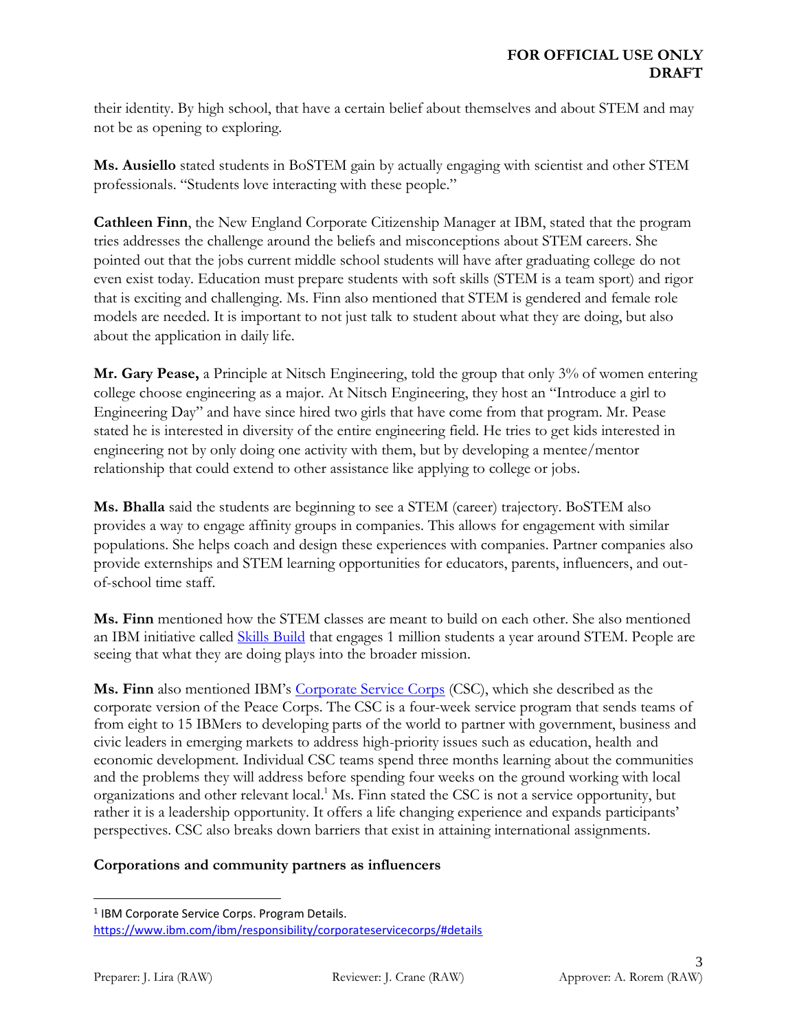their identity. By high school, that have a certain belief about themselves and about STEM and may not be as opening to exploring.

**Ms. Ausiello** stated students in BoSTEM gain by actually engaging with scientist and other STEM professionals. "Students love interacting with these people."

**Cathleen Finn**, the New England Corporate Citizenship Manager at IBM, stated that the program tries addresses the challenge around the beliefs and misconceptions about STEM careers. She pointed out that the jobs current middle school students will have after graduating college do not even exist today. Education must prepare students with soft skills (STEM is a team sport) and rigor that is exciting and challenging. Ms. Finn also mentioned that STEM is gendered and female role models are needed. It is important to not just talk to student about what they are doing, but also about the application in daily life.

**Mr. Gary Pease,** a Principle at Nitsch Engineering, told the group that only 3% of women entering college choose engineering as a major. At Nitsch Engineering, they host an "Introduce a girl to Engineering Day" and have since hired two girls that have come from that program. Mr. Pease stated he is interested in diversity of the entire engineering field. He tries to get kids interested in engineering not by only doing one activity with them, but by developing a mentee/mentor relationship that could extend to other assistance like applying to college or jobs.

**Ms. Bhalla** said the students are beginning to see a STEM (career) trajectory. BoSTEM also provides a way to engage affinity groups in companies. This allows for engagement with similar populations. She helps coach and design these experiences with companies. Partner companies also provide externships and STEM learning opportunities for educators, parents, influencers, and out-of-school time staff.

**Ms. Finn** mentioned how the STEM classes are meant to build on each other. She also mentioned an IBM initiative called Skills Build that engages 1 million students a year around STEM. People are seeing that what they are doing plays into the broader mission.

**Ms. Finn** also mentioned IBM's Corporate Service Corps (CSC), which she described as the corporate version of the Peace Corps. The CSC is a four-week service program that sends teams of from eight to 15 IBMers to developing parts of the world to partner with government, business and civic leaders in emerging markets to address high-priority issues such as education, health and economic development. Individual CSC teams spend three months learning about the communities and the problems they will address before spending four weeks on the ground working with local organizations and other relevant local.[1] Ms. Finn stated the CSC is not a service opportunity, but rather it is a leadership opportunity. It offers a life changing experience and expands participants' perspectives. CSC also breaks down barriers that exist in attaining international assignments.

**Corporations and community partners as influencers**

[1] IBM Corporate Service Corps. Program Details. https://www.ibm.com/ibm/responsibility/corporateservicecorps/#details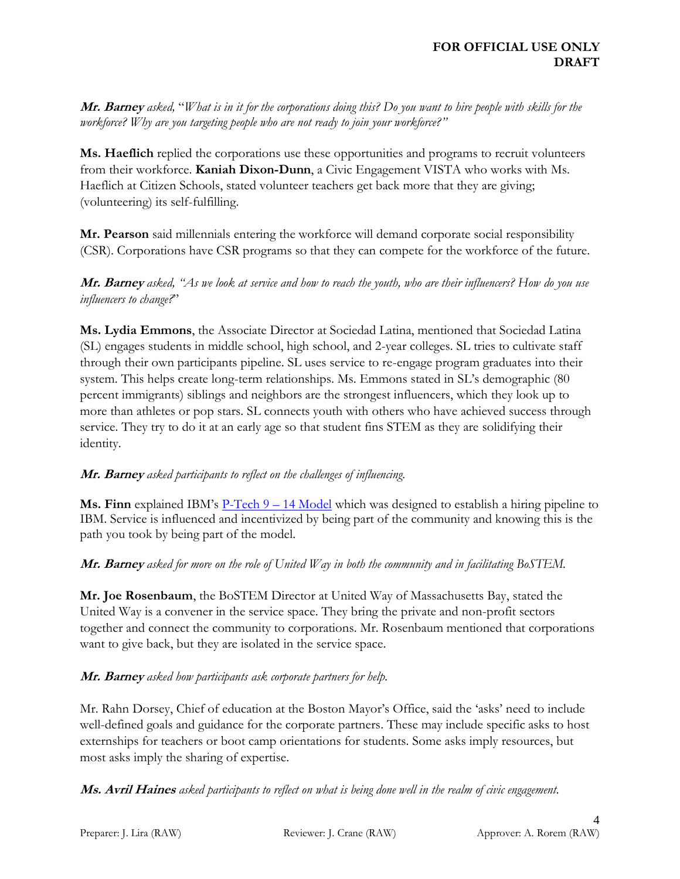***Mr. Barney** asked, "What is in it for the corporations doing this? Do you want to hire people with skills for the workforce? Why are you targeting people who are not ready to join your workforce?"*

**Ms. Haeflich** replied the corporations use these opportunities and programs to recruit volunteers from their workforce. **Kaniah Dixon-Dunn**, a Civic Engagement VISTA who works with Ms. Haeflich at Citizen Schools, stated volunteer teachers get back more that they are giving; (volunteering) its self-fulfilling.

**Mr. Pearson** said millennials entering the workforce will demand corporate social responsibility (CSR). Corporations have CSR programs so that they can compete for the workforce of the future.

***Mr. Barney** asked, "As we look at service and how to reach the youth, who are their influencers? How do you use influencers to change?"*

**Ms. Lydia Emmons**, the Associate Director at Sociedad Latina, mentioned that Sociedad Latina (SL) engages students in middle school, high school, and 2-year colleges. SL tries to cultivate staff through their own participants pipeline. SL uses service to re-engage program graduates into their system. This helps create long-term relationships. Ms. Emmons stated in SL's demographic (80 percent immigrants) siblings and neighbors are the strongest influencers, which they look up to more than athletes or pop stars. SL connects youth with others who have achieved success through service. They try to do it at an early age so that student fins STEM as they are solidifying their identity.

***Mr. Barney** asked participants to reflect on the challenges of influencing.*

**Ms. Finn** explained IBM's P-Tech 9 – 14 Model which was designed to establish a hiring pipeline to IBM. Service is influenced and incentivized by being part of the community and knowing this is the path you took by being part of the model.

***Mr. Barney** asked for more on the role of United Way in both the community and in facilitating BoSTEM.*

**Mr. Joe Rosenbaum**, the BoSTEM Director at United Way of Massachusetts Bay, stated the United Way is a convener in the service space. They bring the private and non-profit sectors together and connect the community to corporations. Mr. Rosenbaum mentioned that corporations want to give back, but they are isolated in the service space.

***Mr. Barney** asked how participants ask corporate partners for help.*

Mr. Rahn Dorsey, Chief of education at the Boston Mayor's Office, said the 'asks' need to include well-defined goals and guidance for the corporate partners. These may include specific asks to host externships for teachers or boot camp orientations for students. Some asks imply resources, but most asks imply the sharing of expertise.

***Ms. Avril Haines** asked participants to reflect on what is being done well in the realm of civic engagement.*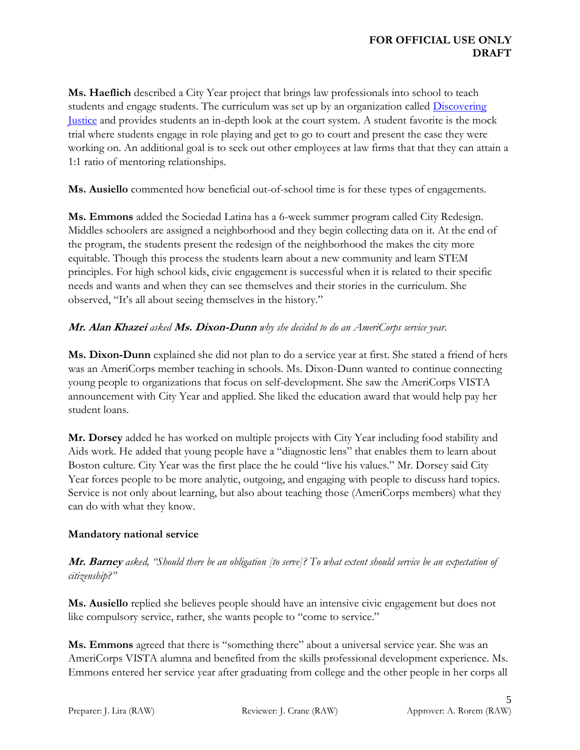**Ms. Haeflich** described a City Year project that brings law professionals into school to teach students and engage students. The curriculum was set up by an organization called Discovering Justice and provides students an in-depth look at the court system. A student favorite is the mock trial where students engage in role playing and get to go to court and present the case they were working on. An additional goal is to seek out other employees at law firms that that they can attain a 1:1 ratio of mentoring relationships.

**Ms. Ausiello** commented how beneficial out-of-school time is for these types of engagements.

**Ms. Emmons** added the Sociedad Latina has a 6-week summer program called City Redesign. Middles schoolers are assigned a neighborhood and they begin collecting data on it. At the end of the program, the students present the redesign of the neighborhood the makes the city more equitable. Though this process the students learn about a new community and learn STEM principles. For high school kids, civic engagement is successful when it is related to their specific needs and wants and when they can see themselves and their stories in the curriculum. She observed, "It's all about seeing themselves in the history."

***Mr. Alan Khazei** asked **Ms. Dixon-Dunn** why she decided to do an AmeriCorps service year.*

**Ms. Dixon-Dunn** explained she did not plan to do a service year at first. She stated a friend of hers was an AmeriCorps member teaching in schools. Ms. Dixon-Dunn wanted to continue connecting young people to organizations that focus on self-development. She saw the AmeriCorps VISTA announcement with City Year and applied. She liked the education award that would help pay her student loans.

**Mr. Dorsey** added he has worked on multiple projects with City Year including food stability and Aids work. He added that young people have a "diagnostic lens" that enables them to learn about Boston culture. City Year was the first place the he could "live his values." Mr. Dorsey said City Year forces people to be more analytic, outgoing, and engaging with people to discuss hard topics. Service is not only about learning, but also about teaching those (AmeriCorps members) what they can do with what they know.

**Mandatory national service**

***Mr. Barney** asked, "Should there be an obligation [to serve]? To what extent should service be an expectation of citizenship?"*

**Ms. Ausiello** replied she believes people should have an intensive civic engagement but does not like compulsory service, rather, she wants people to "come to service."

**Ms. Emmons** agreed that there is "something there" about a universal service year. She was an AmeriCorps VISTA alumna and benefited from the skills professional development experience. Ms. Emmons entered her service year after graduating from college and the other people in her corps all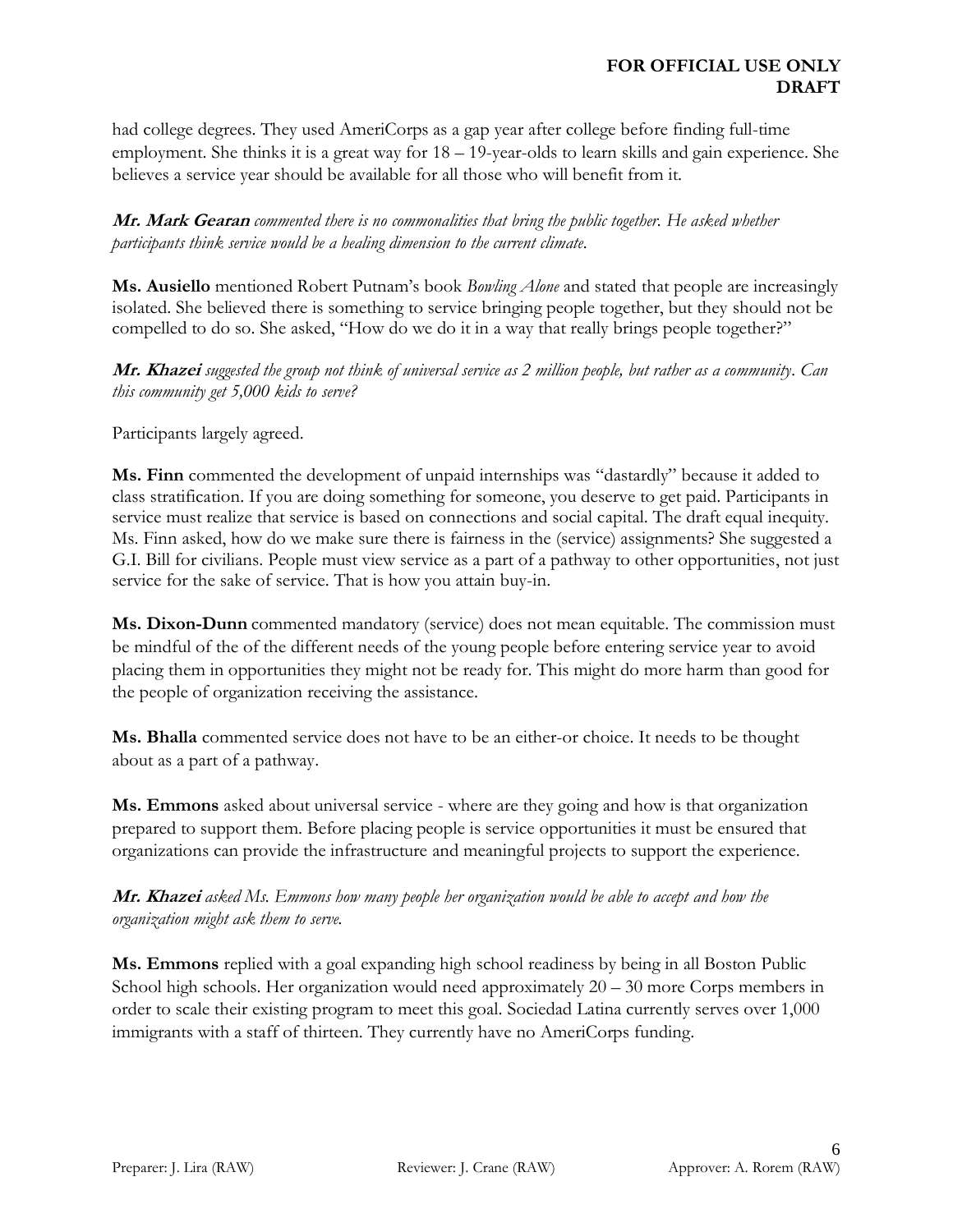had college degrees. They used AmeriCorps as a gap year after college before finding full-time employment. She thinks it is a great way for 18 – 19-year-olds to learn skills and gain experience. She believes a service year should be available for all those who will benefit from it.

***Mr. Mark Gearan*** *commented there is no commonalities that bring the public together. He asked whether participants think service would be a healing dimension to the current climate.*

**Ms. Ausiello** mentioned Robert Putnam's book *Bowling Alone* and stated that people are increasingly isolated. She believed there is something to service bringing people together, but they should not be compelled to do so. She asked, "How do we do it in a way that really brings people together?"

***Mr. Khazei*** *suggested the group not think of universal service as 2 million people, but rather as a community. Can this community get 5,000 kids to serve?*

Participants largely agreed.

**Ms. Finn** commented the development of unpaid internships was "dastardly" because it added to class stratification. If you are doing something for someone, you deserve to get paid. Participants in service must realize that service is based on connections and social capital. The draft equal inequity. Ms. Finn asked, how do we make sure there is fairness in the (service) assignments? She suggested a G.I. Bill for civilians. People must view service as a part of a pathway to other opportunities, not just service for the sake of service. That is how you attain buy-in.

**Ms. Dixon-Dunn** commented mandatory (service) does not mean equitable. The commission must be mindful of the of the different needs of the young people before entering service year to avoid placing them in opportunities they might not be ready for. This might do more harm than good for the people of organization receiving the assistance.

**Ms. Bhalla** commented service does not have to be an either-or choice. It needs to be thought about as a part of a pathway.

**Ms. Emmons** asked about universal service - where are they going and how is that organization prepared to support them. Before placing people is service opportunities it must be ensured that organizations can provide the infrastructure and meaningful projects to support the experience.

***Mr. Khazei*** *asked Ms. Emmons how many people her organization would be able to accept and how the organization might ask them to serve.*

**Ms. Emmons** replied with a goal expanding high school readiness by being in all Boston Public School high schools. Her organization would need approximately 20 – 30 more Corps members in order to scale their existing program to meet this goal. Sociedad Latina currently serves over 1,000 immigrants with a staff of thirteen. They currently have no AmeriCorps funding.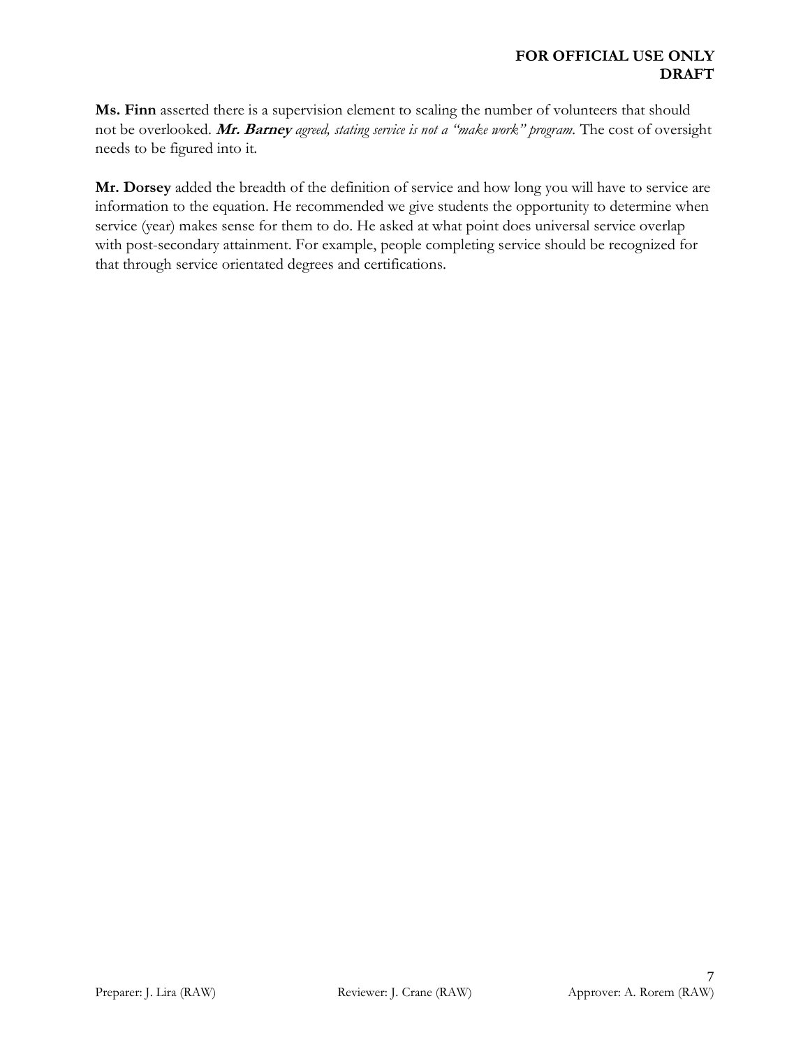**Ms. Finn** asserted there is a supervision element to scaling the number of volunteers that should not be overlooked. ***Mr. Barney*** *agreed, stating service is not a "make work" program.* The cost of oversight needs to be figured into it.

**Mr. Dorsey** added the breadth of the definition of service and how long you will have to service are information to the equation. He recommended we give students the opportunity to determine when service (year) makes sense for them to do. He asked at what point does universal service overlap with post-secondary attainment. For example, people completing service should be recognized for that through service orientated degrees and certifications.